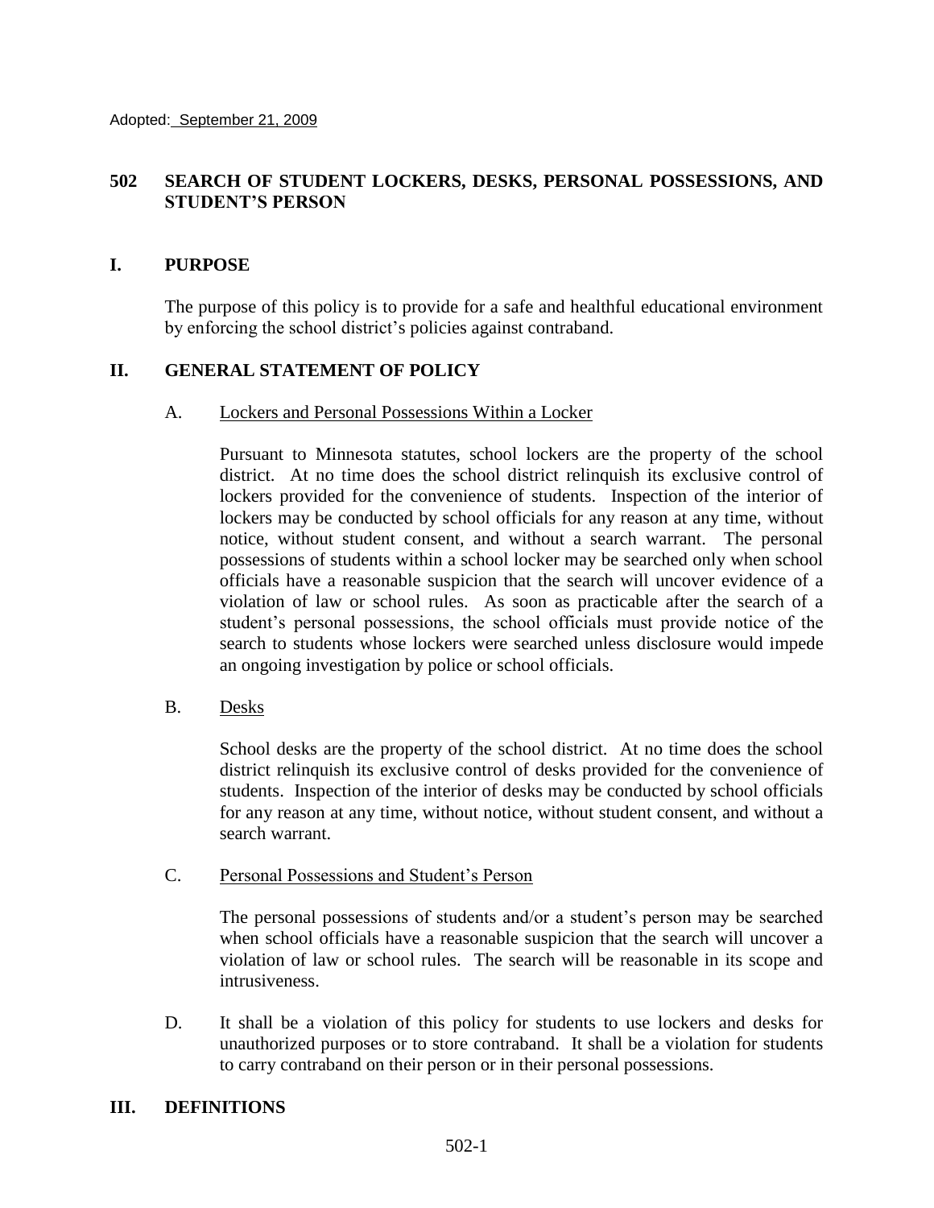Adopted: September 21, 2009

# 502 SEARCH OF STUDENT LOCKERS, DESKS, PERSONAL POSSESSIONS, AND STUDENT'S PERSON

## I. PURPOSE

The purpose of this policy is to provide for a safe and healthful educational environment by enforcing the school district's policies against contraband.

## II. GENERAL STATEMENT OF POLICY

### A. Lockers and Personal Possessions Within a Locker

Pursuant to Minnesota statutes, school lockers are the property of the school district. At no time does the school district relinquish its exclusive control of lockers provided for the convenience of students. Inspection of the interior of lockers may be conducted by school officials for any reason at any time, without notice, without student consent, and without a search warrant. The personal possessions of students within a school locker may be searched only when school officials have a reasonable suspicion that the search will uncover evidence of a violation of law or school rules. As soon as practicable after the search of a student's personal possessions, the school officials must provide notice of the search to students whose lockers were searched unless disclosure would impede an ongoing investigation by police or school officials.

### B. Desks

School desks are the property of the school district. At no time does the school district relinquish its exclusive control of desks provided for the convenience of students. Inspection of the interior of desks may be conducted by school officials for any reason at any time, without notice, without student consent, and without a search warrant.

### C. Personal Possessions and Student's Person

The personal possessions of students and/or a student's person may be searched when school officials have a reasonable suspicion that the search will uncover a violation of law or school rules. The search will be reasonable in its scope and intrusiveness.

D. It shall be a violation of this policy for students to use lockers and desks for unauthorized purposes or to store contraband. It shall be a violation for students to carry contraband on their person or in their personal possessions.

## III. DEFINITIONS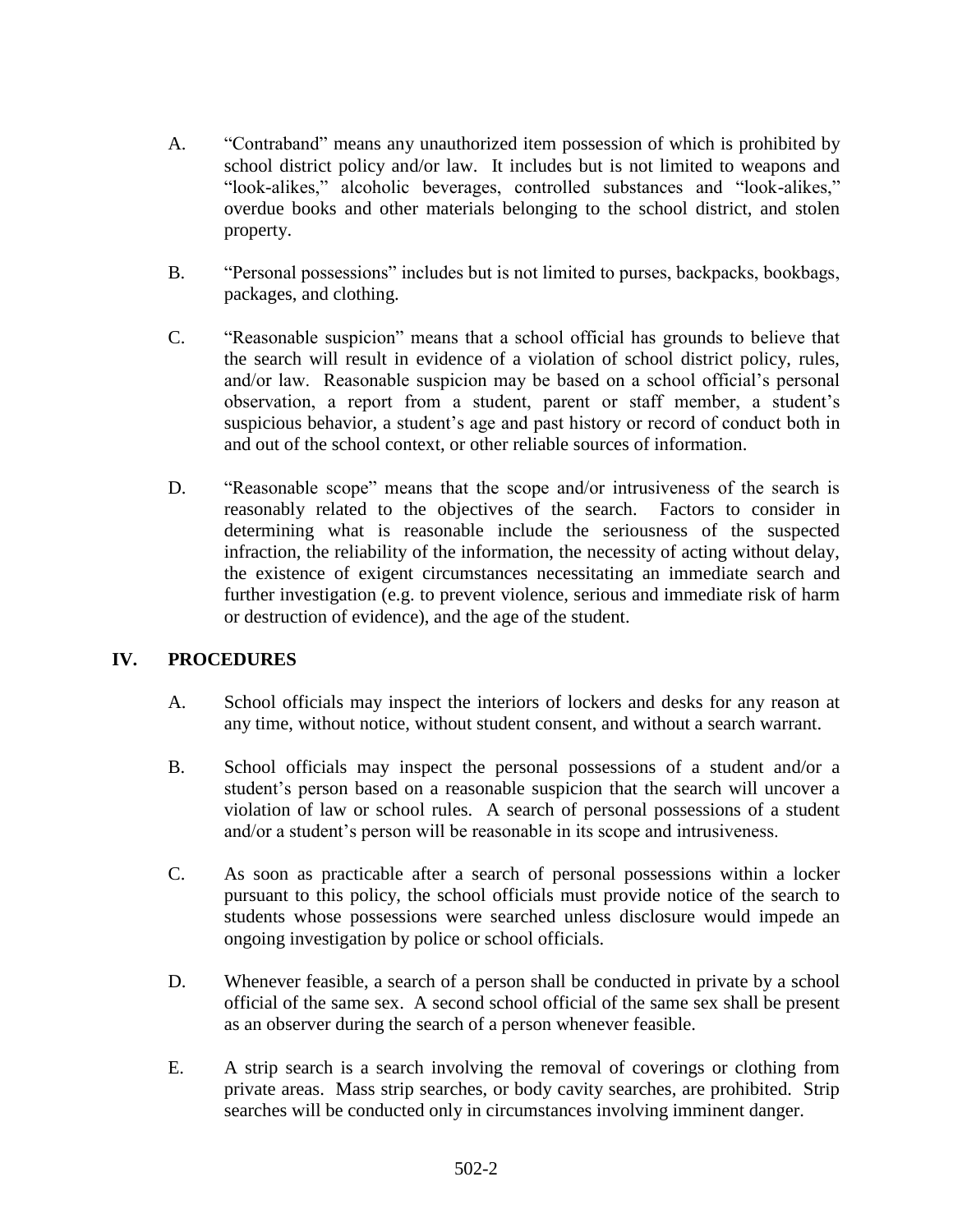A. "Contraband" means any unauthorized item possession of which is prohibited by school district policy and/or law. It includes but is not limited to weapons and "look-alikes," alcoholic beverages, controlled substances and "look-alikes," overdue books and other materials belonging to the school district, and stolen property.

B. "Personal possessions" includes but is not limited to purses, backpacks, bookbags, packages, and clothing.

C. "Reasonable suspicion" means that a school official has grounds to believe that the search will result in evidence of a violation of school district policy, rules, and/or law. Reasonable suspicion may be based on a school official's personal observation, a report from a student, parent or staff member, a student's suspicious behavior, a student's age and past history or record of conduct both in and out of the school context, or other reliable sources of information.

D. "Reasonable scope" means that the scope and/or intrusiveness of the search is reasonably related to the objectives of the search. Factors to consider in determining what is reasonable include the seriousness of the suspected infraction, the reliability of the information, the necessity of acting without delay, the existence of exigent circumstances necessitating an immediate search and further investigation (e.g. to prevent violence, serious and immediate risk of harm or destruction of evidence), and the age of the student.

## IV. PROCEDURES

A. School officials may inspect the interiors of lockers and desks for any reason at any time, without notice, without student consent, and without a search warrant.

B. School officials may inspect the personal possessions of a student and/or a student's person based on a reasonable suspicion that the search will uncover a violation of law or school rules. A search of personal possessions of a student and/or a student's person will be reasonable in its scope and intrusiveness.

C. As soon as practicable after a search of personal possessions within a locker pursuant to this policy, the school officials must provide notice of the search to students whose possessions were searched unless disclosure would impede an ongoing investigation by police or school officials.

D. Whenever feasible, a search of a person shall be conducted in private by a school official of the same sex. A second school official of the same sex shall be present as an observer during the search of a person whenever feasible.

E. A strip search is a search involving the removal of coverings or clothing from private areas. Mass strip searches, or body cavity searches, are prohibited. Strip searches will be conducted only in circumstances involving imminent danger.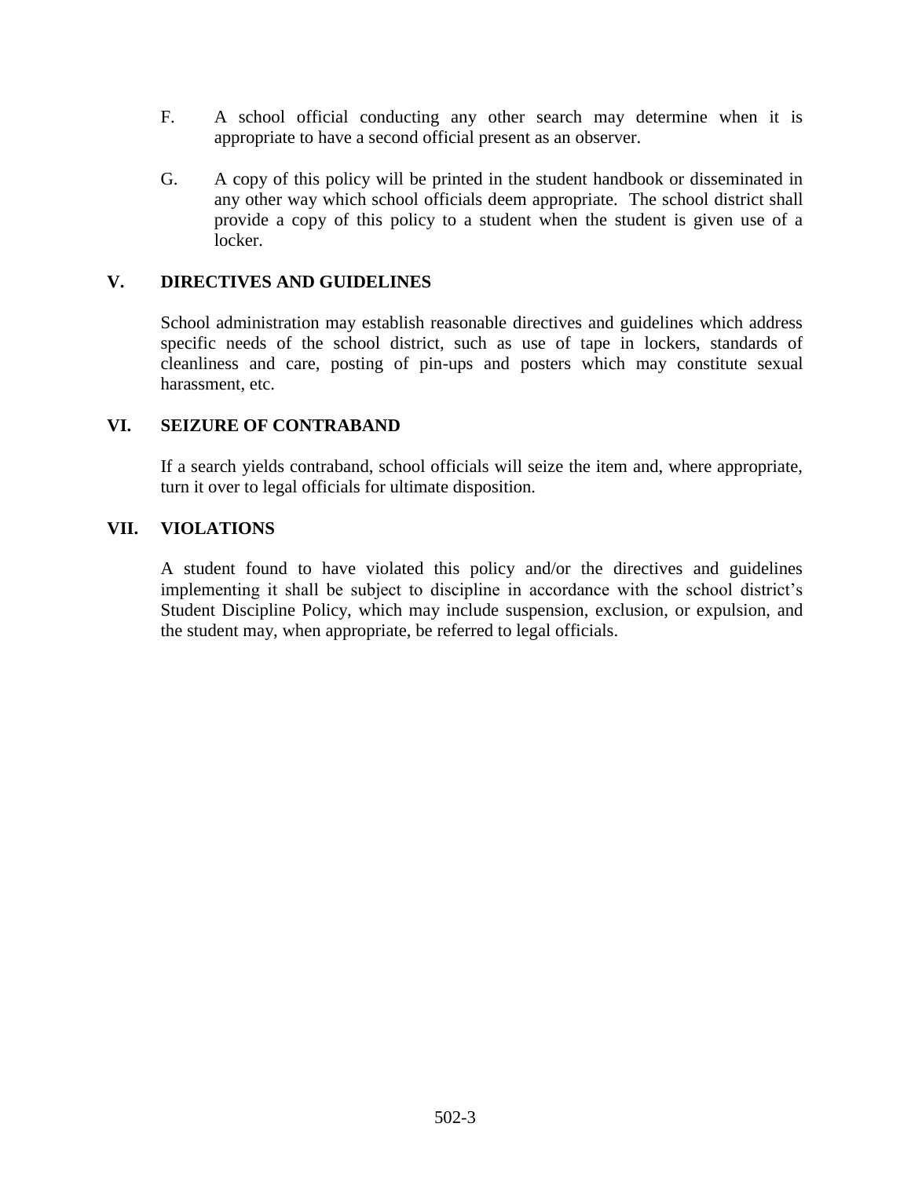F. A school official conducting any other search may determine when it is appropriate to have a second official present as an observer.

G. A copy of this policy will be printed in the student handbook or disseminated in any other way which school officials deem appropriate. The school district shall provide a copy of this policy to a student when the student is given use of a locker.

## V. DIRECTIVES AND GUIDELINES

School administration may establish reasonable directives and guidelines which address specific needs of the school district, such as use of tape in lockers, standards of cleanliness and care, posting of pin-ups and posters which may constitute sexual harassment, etc.

## VI. SEIZURE OF CONTRABAND

If a search yields contraband, school officials will seize the item and, where appropriate, turn it over to legal officials for ultimate disposition.

## VII. VIOLATIONS

A student found to have violated this policy and/or the directives and guidelines implementing it shall be subject to discipline in accordance with the school district's Student Discipline Policy, which may include suspension, exclusion, or expulsion, and the student may, when appropriate, be referred to legal officials.